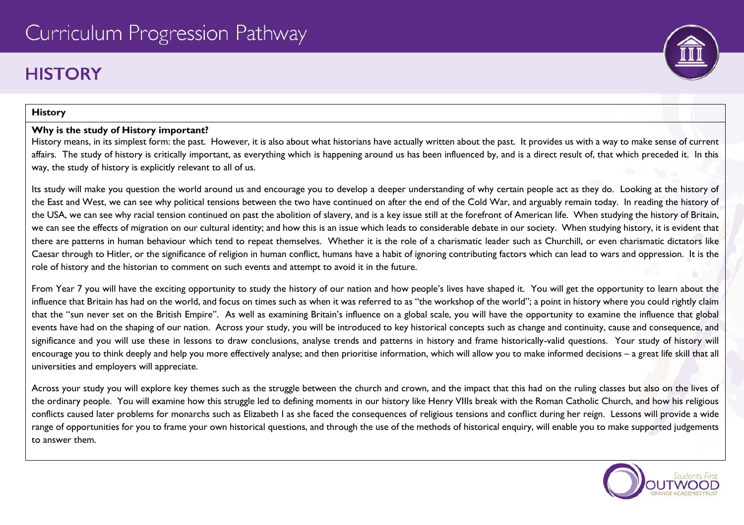# Curriculum Progression Pathway

## HISTORY

### History

**Why is the study of History important?**

History means, in its simplest form: the past. However, it is also about what historians have actually written about the past. It provides us with a way to make sense of current affairs. The study of history is critically important, as everything which is happening around us has been influenced by, and is a direct result of, that which preceded it. In this way, the study of history is explicitly relevant to all of us.

Its study will make you question the world around us and encourage you to develop a deeper understanding of why certain people act as they do. Looking at the history of the East and West, we can see why political tensions between the two have continued on after the end of the Cold War, and arguably remain today. In reading the history of the USA, we can see why racial tension continued on past the abolition of slavery, and is a key issue still at the forefront of American life. When studying the history of Britain, we can see the effects of migration on our cultural identity; and how this is an issue which leads to considerable debate in our society. When studying history, it is evident that there are patterns in human behaviour which tend to repeat themselves. Whether it is the role of a charismatic leader such as Churchill, or even charismatic dictators like Caesar through to Hitler, or the significance of religion in human conflict, humans have a habit of ignoring contributing factors which can lead to wars and oppression. It is the role of history and the historian to comment on such events and attempt to avoid it in the future.

From Year 7 you will have the exciting opportunity to study the history of our nation and how people's lives have shaped it. You will get the opportunity to learn about the influence that Britain has had on the world, and focus on times such as when it was referred to as "the workshop of the world"; a point in history where you could rightly claim that the "sun never set on the British Empire". As well as examining Britain's influence on a global scale, you will have the opportunity to examine the influence that global events have had on the shaping of our nation. Across your study, you will be introduced to key historical concepts such as change and continuity, cause and consequence, and significance and you will use these in lessons to draw conclusions, analyse trends and patterns in history and frame historically-valid questions. Your study of history will encourage you to think deeply and help you more effectively analyse; and then prioritise information, which will allow you to make informed decisions – a great life skill that all universities and employers will appreciate.

Across your study you will explore key themes such as the struggle between the church and crown, and the impact that this had on the ruling classes but also on the lives of the ordinary people. You will examine how this struggle led to defining moments in our history like Henry VIIIs break with the Roman Catholic Church, and how his religious conflicts caused later problems for monarchs such as Elizabeth I as she faced the consequences of religious tensions and conflict during her reign. Lessons will provide a wide range of opportunities for you to frame your own historical questions, and through the use of the methods of historical enquiry, will enable you to make supported judgements to answer them.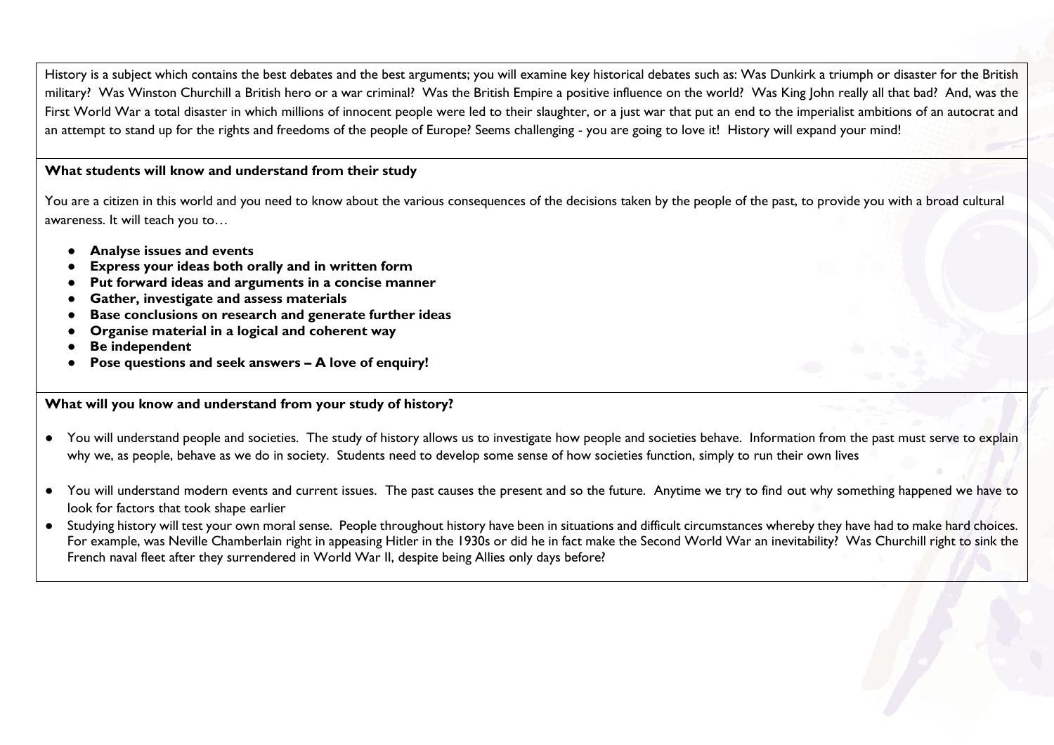History is a subject which contains the best debates and the best arguments; you will examine key historical debates such as: Was Dunkirk a triumph or disaster for the British military? Was Winston Churchill a British hero or a war criminal? Was the British Empire a positive influence on the world? Was King John really all that bad? And, was the First World War a total disaster in which millions of innocent people were led to their slaughter, or a just war that put an end to the imperialist ambitions of an autocrat and an attempt to stand up for the rights and freedoms of the people of Europe? Seems challenging - you are going to love it! History will expand your mind!

**What students will know and understand from their study**

You are a citizen in this world and you need to know about the various consequences of the decisions taken by the people of the past, to provide you with a broad cultural awareness. It will teach you to…

- **Analyse issues and events**
- **Express your ideas both orally and in written form**
- **Put forward ideas and arguments in a concise manner**
- **Gather, investigate and assess materials**
- **Base conclusions on research and generate further ideas**
- **Organise material in a logical and coherent way**
- **Be independent**
- **Pose questions and seek answers – A love of enquiry!**

**What will you know and understand from your study of history?**

- You will understand people and societies. The study of history allows us to investigate how people and societies behave. Information from the past must serve to explain why we, as people, behave as we do in society. Students need to develop some sense of how societies function, simply to run their own lives
- You will understand modern events and current issues. The past causes the present and so the future. Anytime we try to find out why something happened we have to look for factors that took shape earlier
- Studying history will test your own moral sense. People throughout history have been in situations and difficult circumstances whereby they have had to make hard choices. For example, was Neville Chamberlain right in appeasing Hitler in the 1930s or did he in fact make the Second World War an inevitability? Was Churchill right to sink the French naval fleet after they surrendered in World War II, despite being Allies only days before?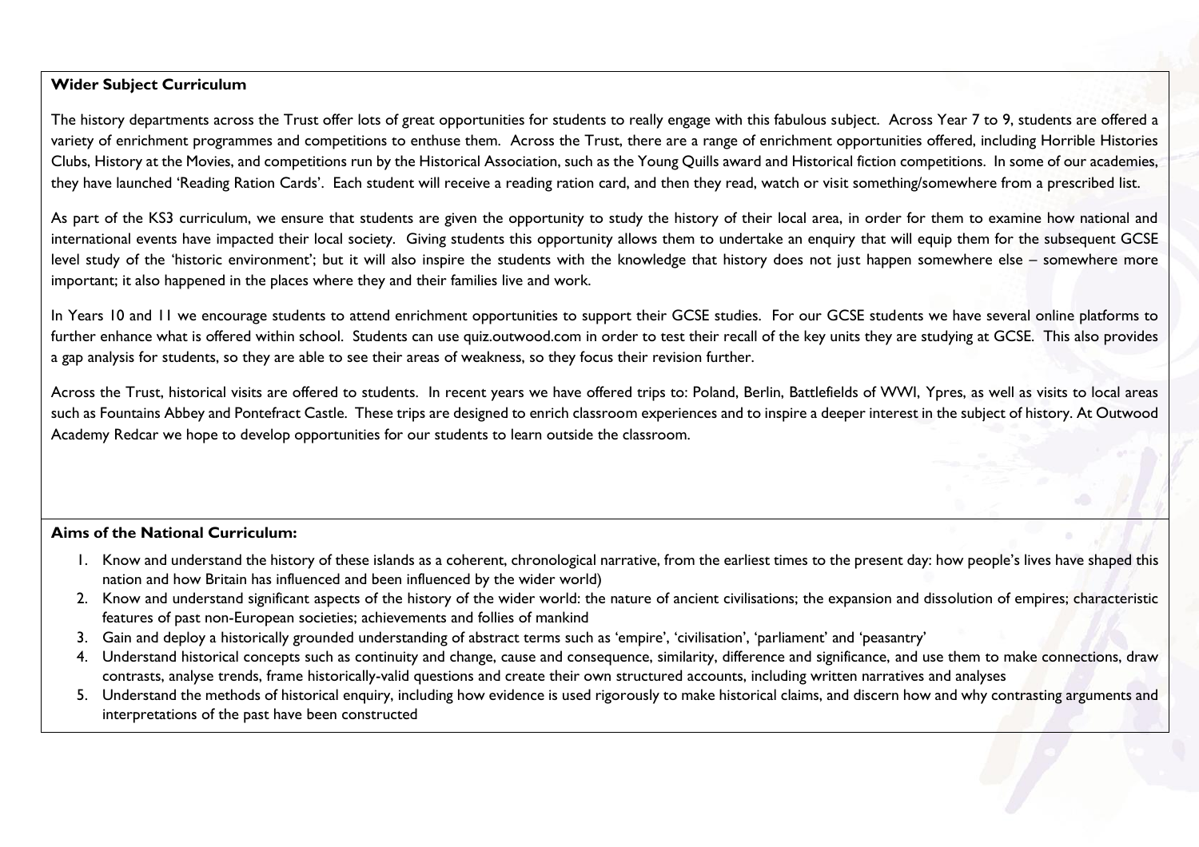**Wider Subject Curriculum**

The history departments across the Trust offer lots of great opportunities for students to really engage with this fabulous subject. Across Year 7 to 9, students are offered a variety of enrichment programmes and competitions to enthuse them. Across the Trust, there are a range of enrichment opportunities offered, including Horrible Histories Clubs, History at the Movies, and competitions run by the Historical Association, such as the Young Quills award and Historical fiction competitions. In some of our academies, they have launched 'Reading Ration Cards'. Each student will receive a reading ration card, and then they read, watch or visit something/somewhere from a prescribed list.

As part of the KS3 curriculum, we ensure that students are given the opportunity to study the history of their local area, in order for them to examine how national and international events have impacted their local society. Giving students this opportunity allows them to undertake an enquiry that will equip them for the subsequent GCSE level study of the 'historic environment'; but it will also inspire the students with the knowledge that history does not just happen somewhere else – somewhere more important; it also happened in the places where they and their families live and work.

In Years 10 and 11 we encourage students to attend enrichment opportunities to support their GCSE studies. For our GCSE students we have several online platforms to further enhance what is offered within school. Students can use quiz.outwood.com in order to test their recall of the key units they are studying at GCSE. This also provides a gap analysis for students, so they are able to see their areas of weakness, so they focus their revision further.

Across the Trust, historical visits are offered to students. In recent years we have offered trips to: Poland, Berlin, Battlefields of WWI, Ypres, as well as visits to local areas such as Fountains Abbey and Pontefract Castle. These trips are designed to enrich classroom experiences and to inspire a deeper interest in the subject of history. At Outwood Academy Redcar we hope to develop opportunities for our students to learn outside the classroom.

**Aims of the National Curriculum:**

1. Know and understand the history of these islands as a coherent, chronological narrative, from the earliest times to the present day: how people's lives have shaped this nation and how Britain has influenced and been influenced by the wider world)
2. Know and understand significant aspects of the history of the wider world: the nature of ancient civilisations; the expansion and dissolution of empires; characteristic features of past non-European societies; achievements and follies of mankind
3. Gain and deploy a historically grounded understanding of abstract terms such as 'empire', 'civilisation', 'parliament' and 'peasantry'
4. Understand historical concepts such as continuity and change, cause and consequence, similarity, difference and significance, and use them to make connections, draw contrasts, analyse trends, frame historically-valid questions and create their own structured accounts, including written narratives and analyses
5. Understand the methods of historical enquiry, including how evidence is used rigorously to make historical claims, and discern how and why contrasting arguments and interpretations of the past have been constructed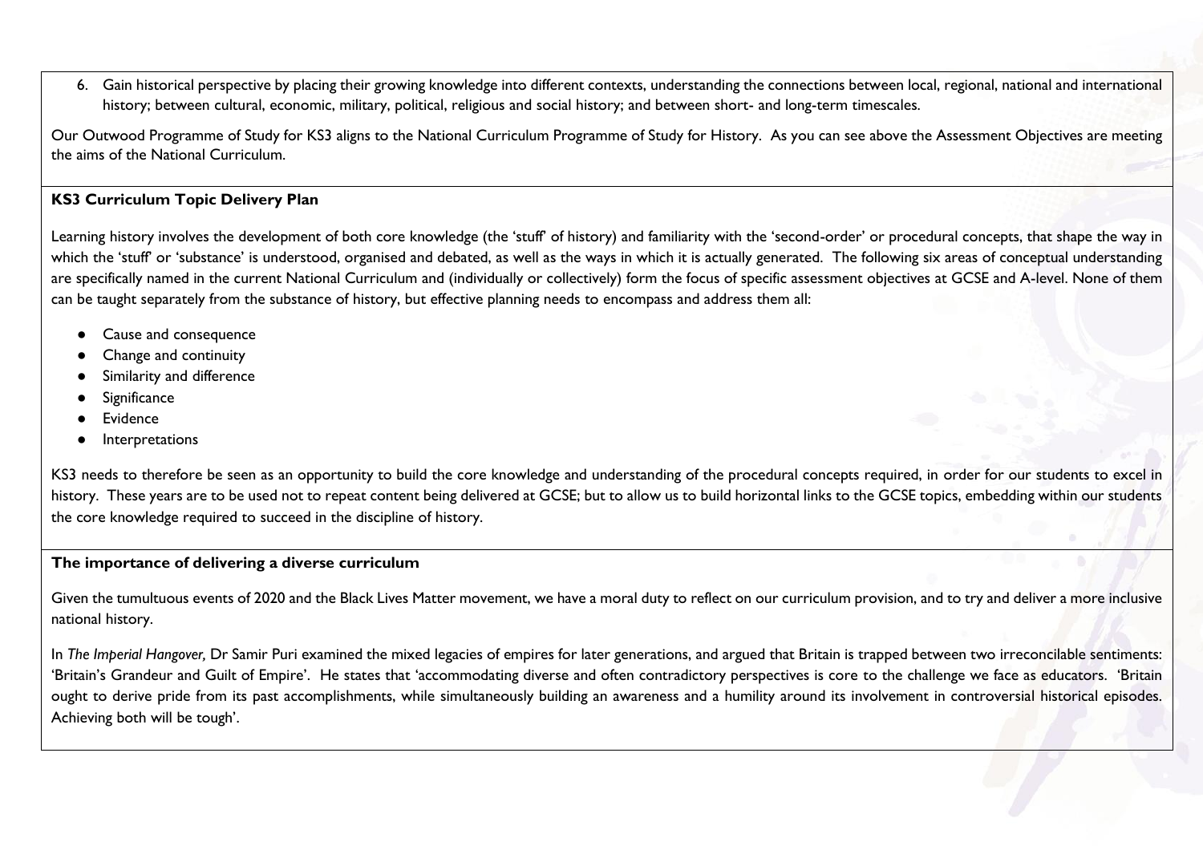6. Gain historical perspective by placing their growing knowledge into different contexts, understanding the connections between local, regional, national and international history; between cultural, economic, military, political, religious and social history; and between short- and long-term timescales.

Our Outwood Programme of Study for KS3 aligns to the National Curriculum Programme of Study for History. As you can see above the Assessment Objectives are meeting the aims of the National Curriculum.

**KS3 Curriculum Topic Delivery Plan**

Learning history involves the development of both core knowledge (the 'stuff' of history) and familiarity with the 'second-order' or procedural concepts, that shape the way in which the 'stuff' or 'substance' is understood, organised and debated, as well as the ways in which it is actually generated. The following six areas of conceptual understanding are specifically named in the current National Curriculum and (individually or collectively) form the focus of specific assessment objectives at GCSE and A-level. None of them can be taught separately from the substance of history, but effective planning needs to encompass and address them all:

- Cause and consequence
- Change and continuity
- Similarity and difference
- Significance
- Evidence
- Interpretations

KS3 needs to therefore be seen as an opportunity to build the core knowledge and understanding of the procedural concepts required, in order for our students to excel in history. These years are to be used not to repeat content being delivered at GCSE; but to allow us to build horizontal links to the GCSE topics, embedding within our students the core knowledge required to succeed in the discipline of history.

**The importance of delivering a diverse curriculum**

Given the tumultuous events of 2020 and the Black Lives Matter movement, we have a moral duty to reflect on our curriculum provision, and to try and deliver a more inclusive national history.

In *The Imperial Hangover,* Dr Samir Puri examined the mixed legacies of empires for later generations, and argued that Britain is trapped between two irreconcilable sentiments: 'Britain's Grandeur and Guilt of Empire'. He states that 'accommodating diverse and often contradictory perspectives is core to the challenge we face as educators. 'Britain ought to derive pride from its past accomplishments, while simultaneously building an awareness and a humility around its involvement in controversial historical episodes. Achieving both will be tough'.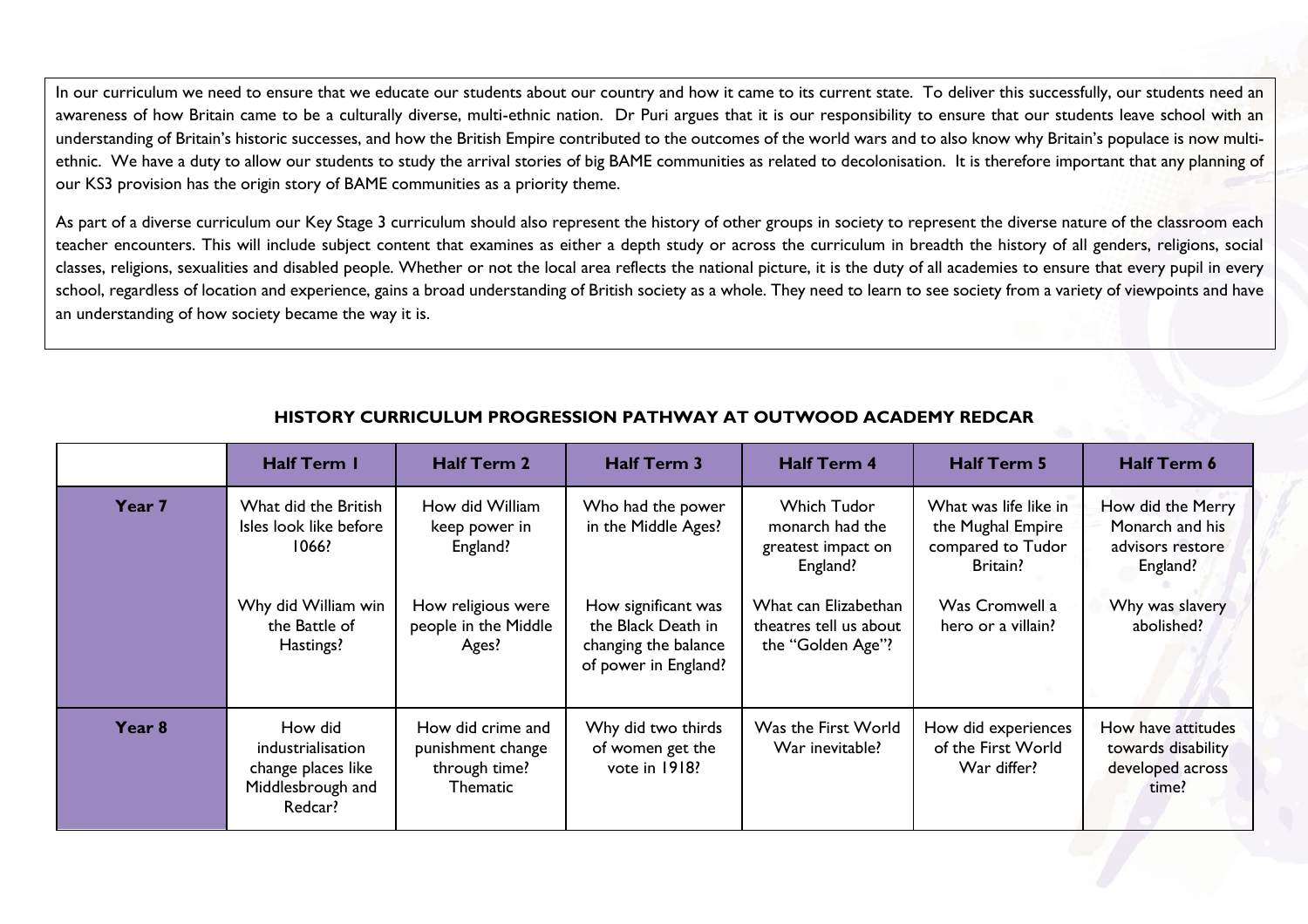In our curriculum we need to ensure that we educate our students about our country and how it came to its current state. To deliver this successfully, our students need an awareness of how Britain came to be a culturally diverse, multi-ethnic nation. Dr Puri argues that it is our responsibility to ensure that our students leave school with an understanding of Britain's historic successes, and how the British Empire contributed to the outcomes of the world wars and to also know why Britain's populace is now multi-ethnic. We have a duty to allow our students to study the arrival stories of big BAME communities as related to decolonisation. It is therefore important that any planning of our KS3 provision has the origin story of BAME communities as a priority theme.

As part of a diverse curriculum our Key Stage 3 curriculum should also represent the history of other groups in society to represent the diverse nature of the classroom each teacher encounters. This will include subject content that examines as either a depth study or across the curriculum in breadth the history of all genders, religions, social classes, religions, sexualities and disabled people. Whether or not the local area reflects the national picture, it is the duty of all academies to ensure that every pupil in every school, regardless of location and experience, gains a broad understanding of British society as a whole. They need to learn to see society from a variety of viewpoints and have an understanding of how society became the way it is.

## HISTORY CURRICULUM PROGRESSION PATHWAY AT OUTWOOD ACADEMY REDCAR

| | Half Term 1 | Half Term 2 | Half Term 3 | Half Term 4 | Half Term 5 | Half Term 6 |
|---|---|---|---|---|---|---|
| **Year 7** | What did the British Isles look like before 1066?<br><br>Why did William win the Battle of Hastings? | How did William keep power in England?<br><br>How religious were people in the Middle Ages? | Who had the power in the Middle Ages?<br><br>How significant was the Black Death in changing the balance of power in England? | Which Tudor monarch had the greatest impact on England?<br><br>What can Elizabethan theatres tell us about the "Golden Age"? | What was life like in the Mughal Empire compared to Tudor Britain?<br><br>Was Cromwell a hero or a villain? | How did the Merry Monarch and his advisors restore England?<br><br>Why was slavery abolished? |
| **Year 8** | How did industrialisation change places like Middlesbrough and Redcar? | How did crime and punishment change through time? Thematic | Why did two thirds of women get the vote in 1918? | Was the First World War inevitable? | How did experiences of the First World War differ? | How have attitudes towards disability developed across time? |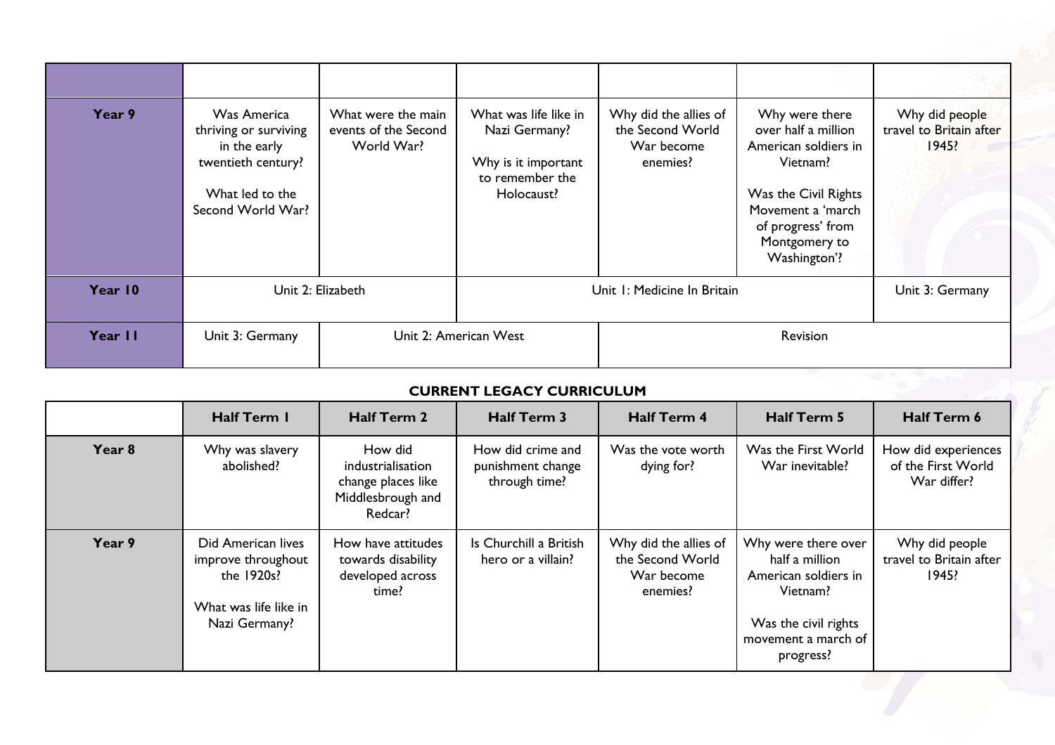| | | | | | | |
|---|---|---|---|---|---|---|
| **Year 9** | Was America thriving or surviving in the early twentieth century?<br><br>What led to the Second World War? | What were the main events of the Second World War? | What was life like in Nazi Germany?<br><br>Why is it important to remember the Holocaust? | Why did the allies of the Second World War become enemies? | Why were there over half a million American soldiers in Vietnam?<br><br>Was the Civil Rights Movement a 'march of progress' from Montgomery to Washington'? | Why did people travel to Britain after 1945? |
| **Year 10** | Unit 2: Elizabeth | | Unit 1: Medicine In Britain | | | Unit 3: Germany |
| **Year 11** | Unit 3: Germany | Unit 2: American West | | Revision | | |

**CURRENT LEGACY CURRICULUM**

| | Half Term 1 | Half Term 2 | Half Term 3 | Half Term 4 | Half Term 5 | Half Term 6 |
|---|---|---|---|---|---|---|
| **Year 8** | Why was slavery abolished? | How did industrialisation change places like Middlesbrough and Redcar? | How did crime and punishment change through time? | Was the vote worth dying for? | Was the First World War inevitable? | How did experiences of the First World War differ? |
| **Year 9** | Did American lives improve throughout the 1920s?<br><br>What was life like in Nazi Germany? | How have attitudes towards disability developed across time? | Is Churchill a British hero or a villain? | Why did the allies of the Second World War become enemies? | Why were there over half a million American soldiers in Vietnam?<br><br>Was the civil rights movement a march of progress? | Why did people travel to Britain after 1945? |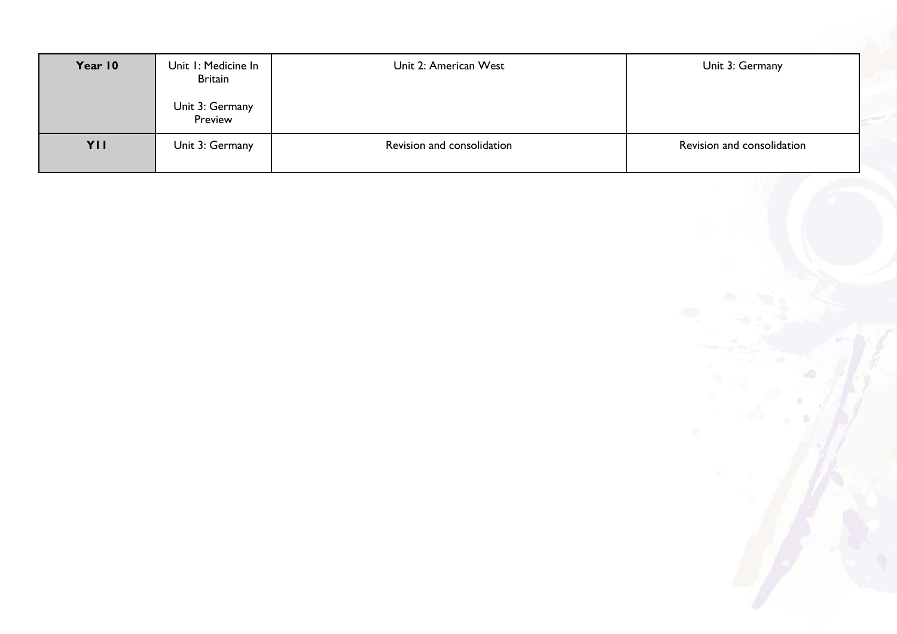| | | | |
|---|---|---|---|
| **Year 10** | Unit 1: Medicine In Britain<br><br>Unit 3: Germany Preview | Unit 2: American West | Unit 3: Germany |
| **Y11** | Unit 3: Germany | Revision and consolidation | Revision and consolidation |